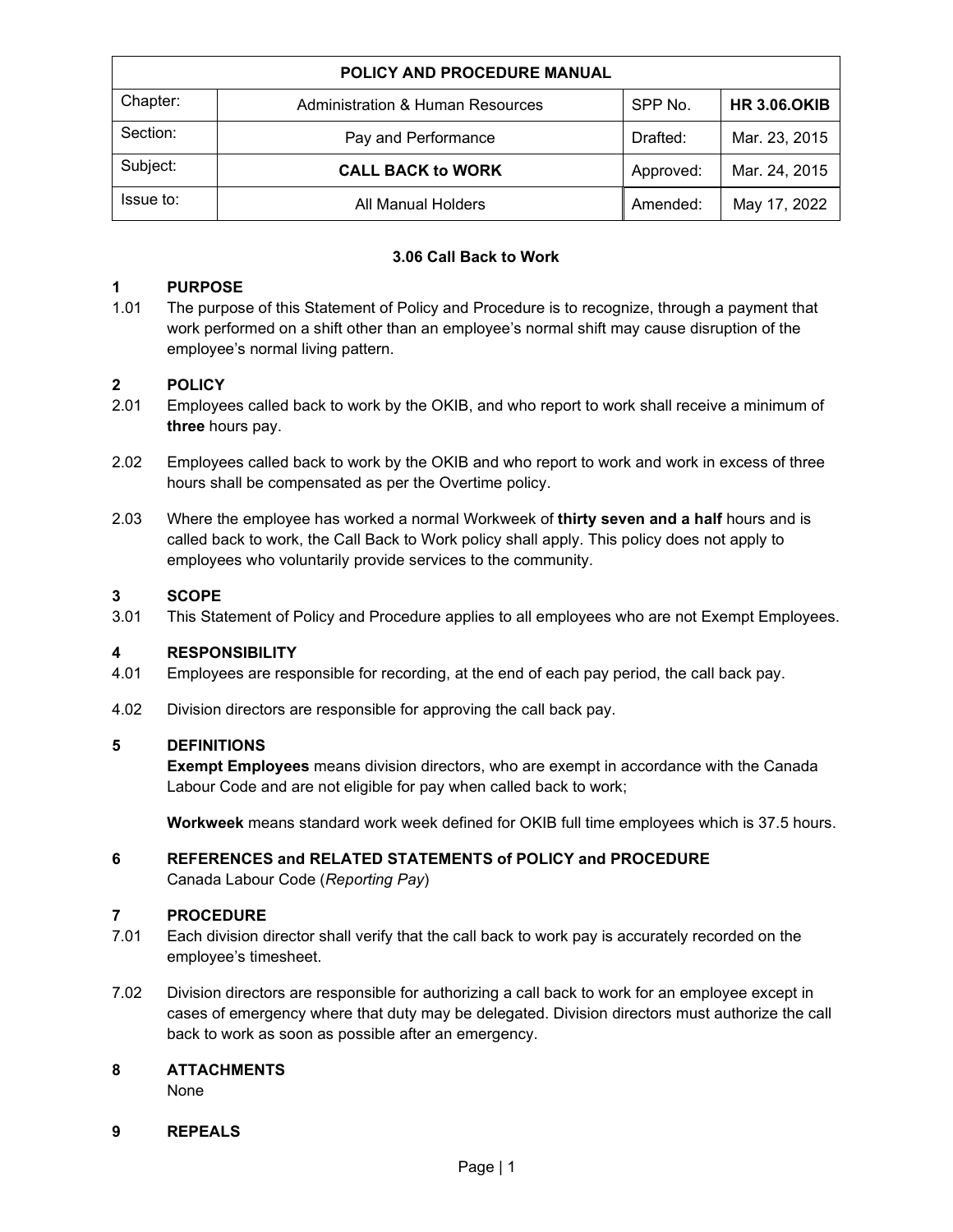| POLICY AND PROCEDURE MANUAL | | | |
|---|---|---|---|
| Chapter: | Administration & Human Resources | SPP No. | **HR 3.06.OKIB** |
| Section: | Pay and Performance | Drafted: | Mar. 23, 2015 |
| Subject: | **CALL BACK to WORK** | Approved: | Mar. 24, 2015 |
| Issue to: | All Manual Holders | Amended: | May 17, 2022 |

### 3.06 Call Back to Work

## 1 PURPOSE

1.01 The purpose of this Statement of Policy and Procedure is to recognize, through a payment that work performed on a shift other than an employee's normal shift may cause disruption of the employee's normal living pattern.

## 2 POLICY

2.01 Employees called back to work by the OKIB, and who report to work shall receive a minimum of **three** hours pay.

2.02 Employees called back to work by the OKIB and who report to work and work in excess of three hours shall be compensated as per the Overtime policy.

2.03 Where the employee has worked a normal Workweek of **thirty seven and a half** hours and is called back to work, the Call Back to Work policy shall apply. This policy does not apply to employees who voluntarily provide services to the community.

## 3 SCOPE

3.01 This Statement of Policy and Procedure applies to all employees who are not Exempt Employees.

## 4 RESPONSIBILITY

4.01 Employees are responsible for recording, at the end of each pay period, the call back pay.

4.02 Division directors are responsible for approving the call back pay.

## 5 DEFINITIONS

**Exempt Employees** means division directors, who are exempt in accordance with the Canada Labour Code and are not eligible for pay when called back to work;

**Workweek** means standard work week defined for OKIB full time employees which is 37.5 hours.

## 6 REFERENCES and RELATED STATEMENTS of POLICY and PROCEDURE

Canada Labour Code (*Reporting Pay*)

## 7 PROCEDURE

7.01 Each division director shall verify that the call back to work pay is accurately recorded on the employee's timesheet.

7.02 Division directors are responsible for authorizing a call back to work for an employee except in cases of emergency where that duty may be delegated. Division directors must authorize the call back to work as soon as possible after an emergency.

## 8 ATTACHMENTS

None

## 9 REPEALS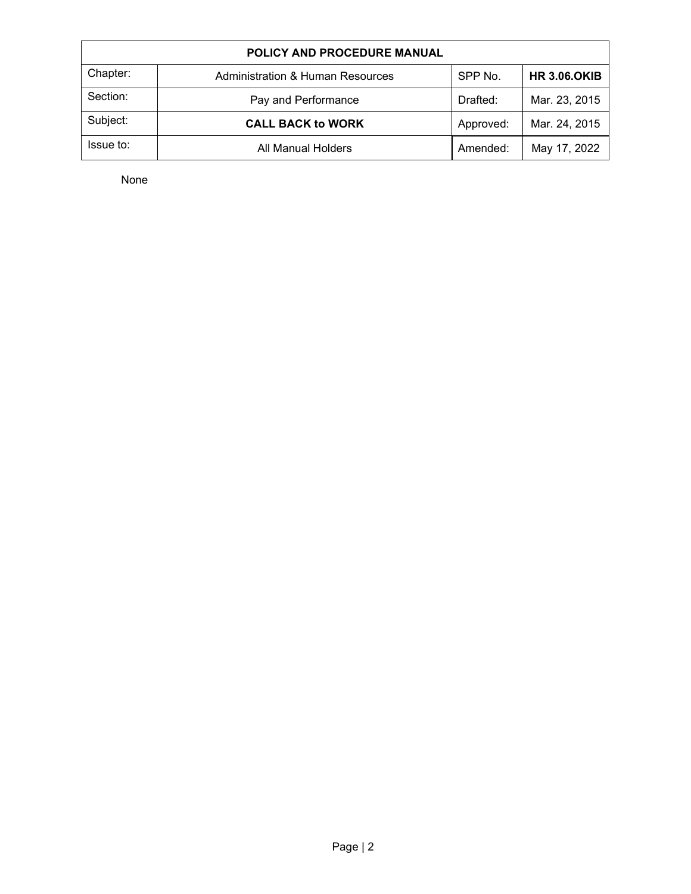| POLICY AND PROCEDURE MANUAL | | | |
|---|---|---|---|
| Chapter: | Administration & Human Resources | SPP No. | **HR 3.06.OKIB** |
| Section: | Pay and Performance | Drafted: | Mar. 23, 2015 |
| Subject: | **CALL BACK to WORK** | Approved: | Mar. 24, 2015 |
| Issue to: | All Manual Holders | Amended: | May 17, 2022 |

None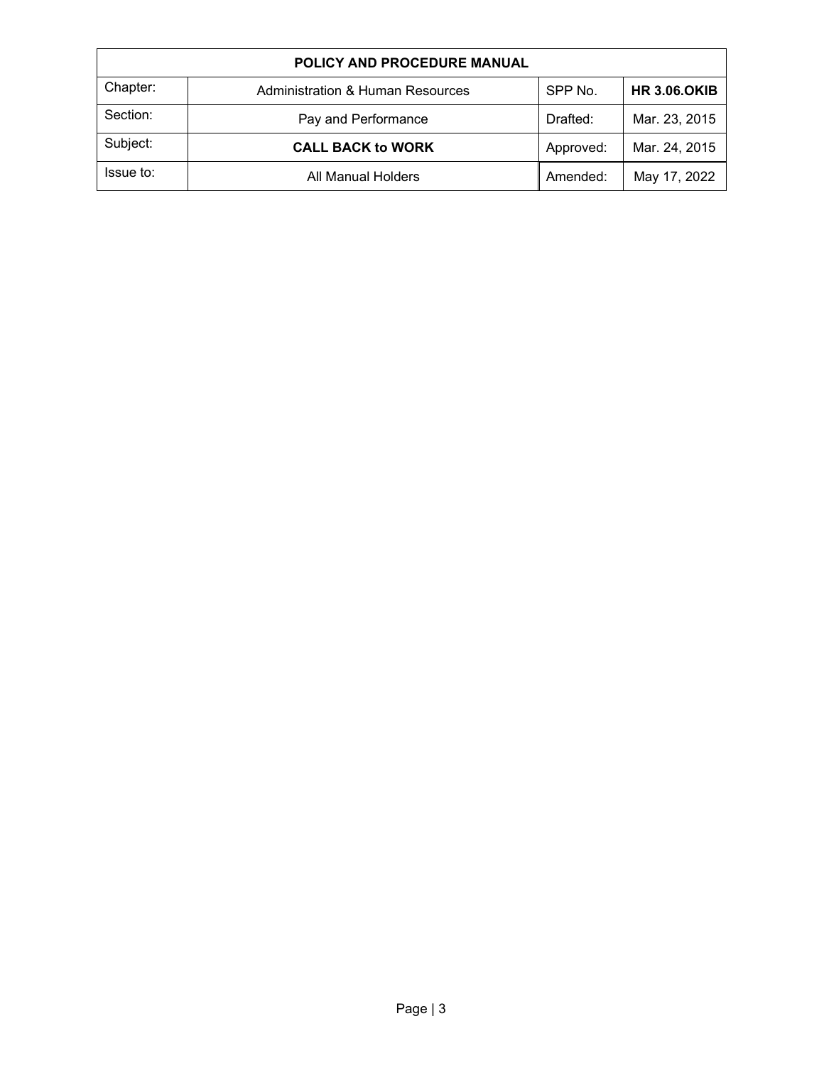| POLICY AND PROCEDURE MANUAL | | | |
|---|---|---|---|
| Chapter: | Administration & Human Resources | SPP No. | **HR 3.06.OKIB** |
| Section: | Pay and Performance | Drafted: | Mar. 23, 2015 |
| Subject: | **CALL BACK to WORK** | Approved: | Mar. 24, 2015 |
| Issue to: | All Manual Holders | Amended: | May 17, 2022 |